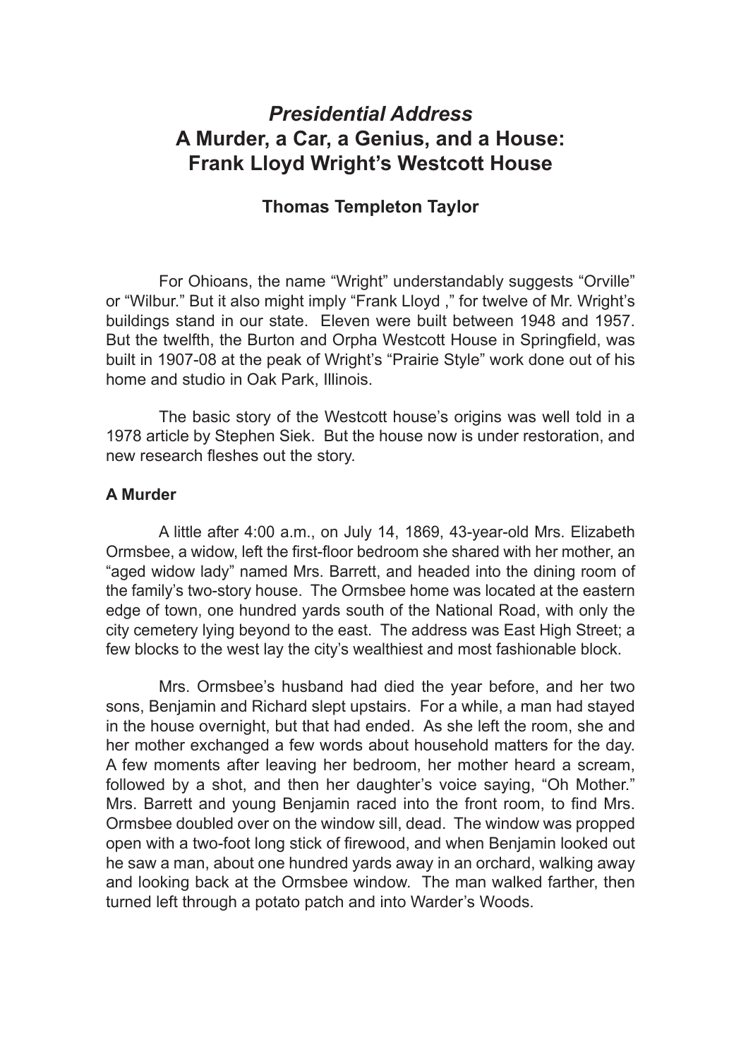# *Presidential Address*
# A Murder, a Car, a Genius, and a House: Frank Lloyd Wright's Westcott House

## Thomas Templeton Taylor

For Ohioans, the name "Wright" understandably suggests "Orville" or "Wilbur." But it also might imply "Frank Lloyd ," for twelve of Mr. Wright's buildings stand in our state. Eleven were built between 1948 and 1957. But the twelfth, the Burton and Orpha Westcott House in Springfield, was built in 1907-08 at the peak of Wright's "Prairie Style" work done out of his home and studio in Oak Park, Illinois.

The basic story of the Westcott house's origins was well told in a 1978 article by Stephen Siek. But the house now is under restoration, and new research fleshes out the story.

### A Murder

A little after 4:00 a.m., on July 14, 1869, 43-year-old Mrs. Elizabeth Ormsbee, a widow, left the first-floor bedroom she shared with her mother, an "aged widow lady" named Mrs. Barrett, and headed into the dining room of the family's two-story house. The Ormsbee home was located at the eastern edge of town, one hundred yards south of the National Road, with only the city cemetery lying beyond to the east. The address was East High Street; a few blocks to the west lay the city's wealthiest and most fashionable block.

Mrs. Ormsbee's husband had died the year before, and her two sons, Benjamin and Richard slept upstairs. For a while, a man had stayed in the house overnight, but that had ended. As she left the room, she and her mother exchanged a few words about household matters for the day. A few moments after leaving her bedroom, her mother heard a scream, followed by a shot, and then her daughter's voice saying, "Oh Mother." Mrs. Barrett and young Benjamin raced into the front room, to find Mrs. Ormsbee doubled over on the window sill, dead. The window was propped open with a two-foot long stick of firewood, and when Benjamin looked out he saw a man, about one hundred yards away in an orchard, walking away and looking back at the Ormsbee window. The man walked farther, then turned left through a potato patch and into Warder's Woods.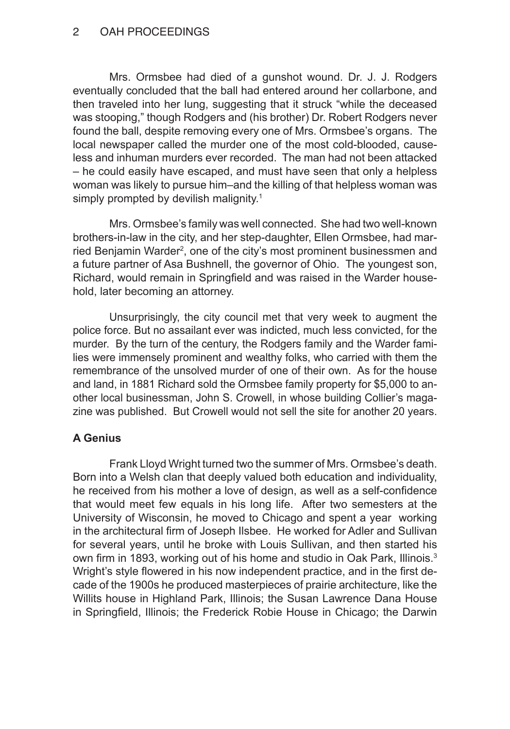Mrs. Ormsbee had died of a gunshot wound. Dr. J. J. Rodgers eventually concluded that the ball had entered around her collarbone, and then traveled into her lung, suggesting that it struck "while the deceased was stooping," though Rodgers and (his brother) Dr. Robert Rodgers never found the ball, despite removing every one of Mrs. Ormsbee's organs. The local newspaper called the murder one of the most cold-blooded, causeless and inhuman murders ever recorded. The man had not been attacked – he could easily have escaped, and must have seen that only a helpless woman was likely to pursue him–and the killing of that helpless woman was simply prompted by devilish malignity.[1]

Mrs. Ormsbee's family was well connected. She had two well-known brothers-in-law in the city, and her step-daughter, Ellen Ormsbee, had married Benjamin Warder[2], one of the city's most prominent businessmen and a future partner of Asa Bushnell, the governor of Ohio. The youngest son, Richard, would remain in Springfield and was raised in the Warder household, later becoming an attorney.

Unsurprisingly, the city council met that very week to augment the police force. But no assailant ever was indicted, much less convicted, for the murder. By the turn of the century, the Rodgers family and the Warder families were immensely prominent and wealthy folks, who carried with them the remembrance of the unsolved murder of one of their own. As for the house and land, in 1881 Richard sold the Ormsbee family property for $5,000 to another local businessman, John S. Crowell, in whose building Collier's magazine was published. But Crowell would not sell the site for another 20 years.

### A Genius

Frank Lloyd Wright turned two the summer of Mrs. Ormsbee's death. Born into a Welsh clan that deeply valued both education and individuality, he received from his mother a love of design, as well as a self-confidence that would meet few equals in his long life. After two semesters at the University of Wisconsin, he moved to Chicago and spent a year working in the architectural firm of Joseph Ilsbee. He worked for Adler and Sullivan for several years, until he broke with Louis Sullivan, and then started his own firm in 1893, working out of his home and studio in Oak Park, Illinois.[3] Wright's style flowered in his now independent practice, and in the first decade of the 1900s he produced masterpieces of prairie architecture, like the Willits house in Highland Park, Illinois; the Susan Lawrence Dana House in Springfield, Illinois; the Frederick Robie House in Chicago; the Darwin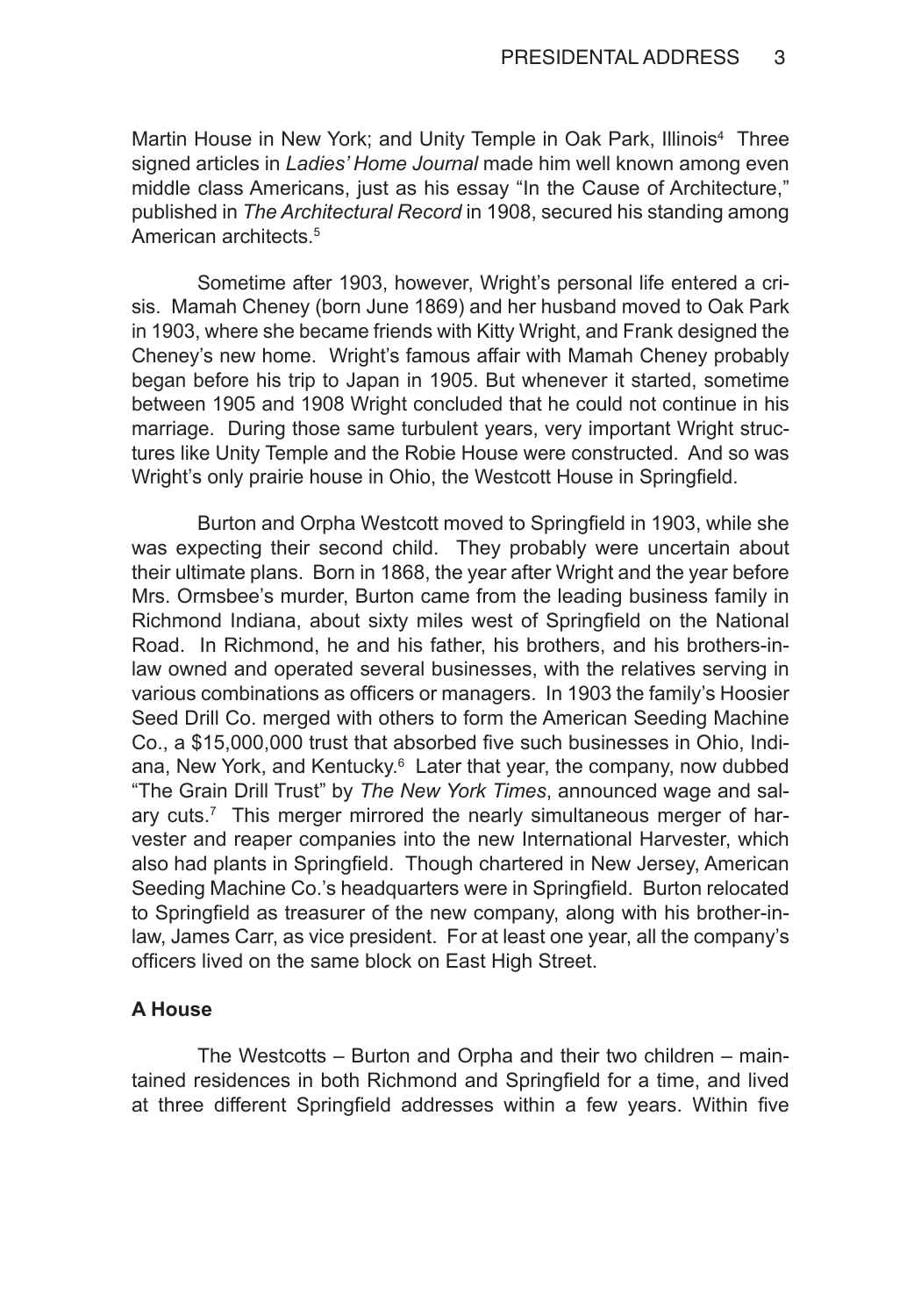Martin House in New York; and Unity Temple in Oak Park, Illinois[4] Three signed articles in *Ladies' Home Journal* made him well known among even middle class Americans, just as his essay "In the Cause of Architecture," published in *The Architectural Record* in 1908, secured his standing among American architects.[5]

Sometime after 1903, however, Wright's personal life entered a crisis. Mamah Cheney (born June 1869) and her husband moved to Oak Park in 1903, where she became friends with Kitty Wright, and Frank designed the Cheney's new home. Wright's famous affair with Mamah Cheney probably began before his trip to Japan in 1905. But whenever it started, sometime between 1905 and 1908 Wright concluded that he could not continue in his marriage. During those same turbulent years, very important Wright structures like Unity Temple and the Robie House were constructed. And so was Wright's only prairie house in Ohio, the Westcott House in Springfield.

Burton and Orpha Westcott moved to Springfield in 1903, while she was expecting their second child. They probably were uncertain about their ultimate plans. Born in 1868, the year after Wright and the year before Mrs. Ormsbee's murder, Burton came from the leading business family in Richmond Indiana, about sixty miles west of Springfield on the National Road. In Richmond, he and his father, his brothers, and his brothers-in-law owned and operated several businesses, with the relatives serving in various combinations as officers or managers. In 1903 the family's Hoosier Seed Drill Co. merged with others to form the American Seeding Machine Co., a $15,000,000 trust that absorbed five such businesses in Ohio, Indiana, New York, and Kentucky.[6] Later that year, the company, now dubbed "The Grain Drill Trust" by *The New York Times*, announced wage and salary cuts.[7] This merger mirrored the nearly simultaneous merger of harvester and reaper companies into the new International Harvester, which also had plants in Springfield. Though chartered in New Jersey, American Seeding Machine Co.'s headquarters were in Springfield. Burton relocated to Springfield as treasurer of the new company, along with his brother-in-law, James Carr, as vice president. For at least one year, all the company's officers lived on the same block on East High Street.

### A House

The Westcotts – Burton and Orpha and their two children – maintained residences in both Richmond and Springfield for a time, and lived at three different Springfield addresses within a few years. Within five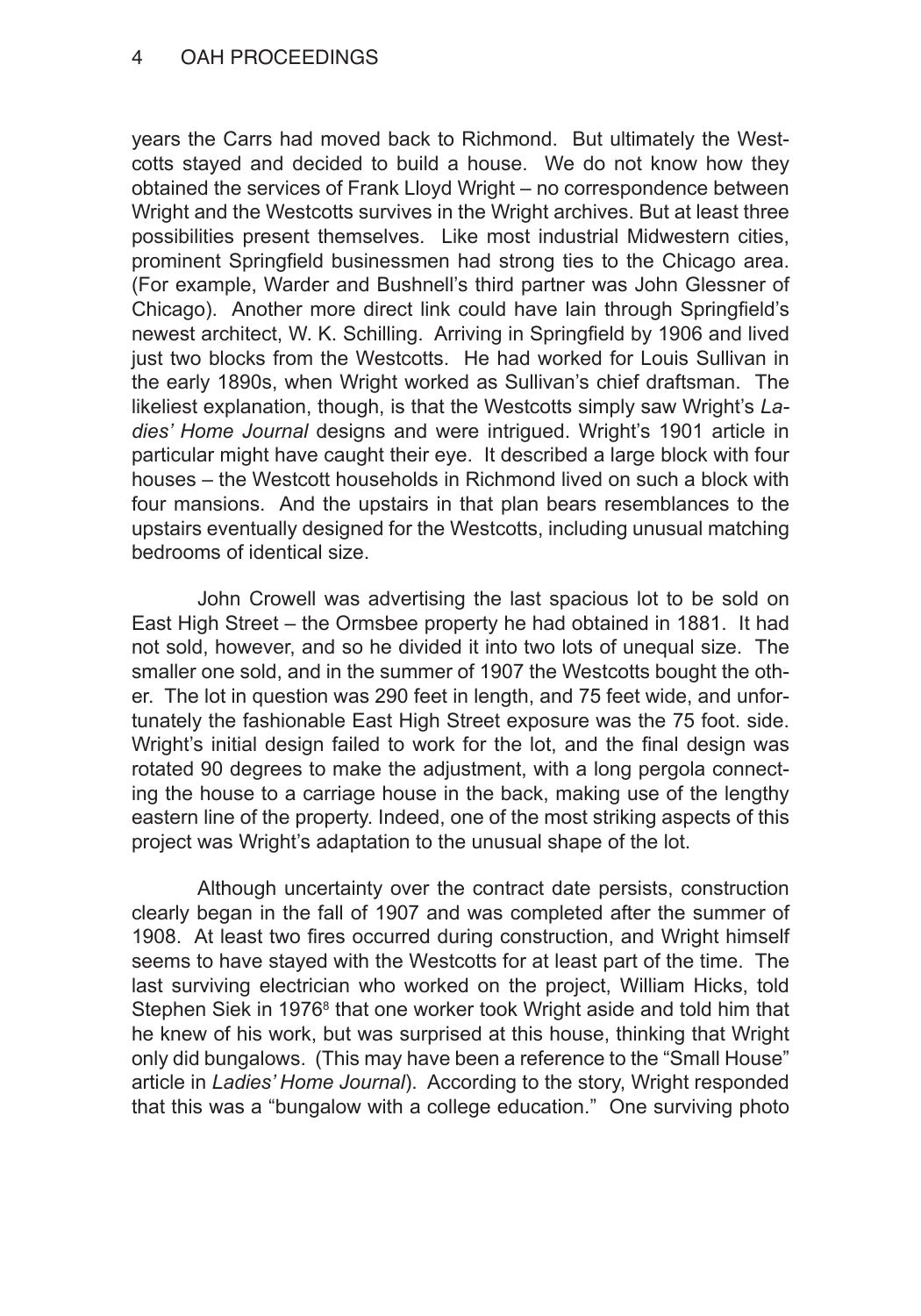years the Carrs had moved back to Richmond. But ultimately the Westcotts stayed and decided to build a house. We do not know how they obtained the services of Frank Lloyd Wright – no correspondence between Wright and the Westcotts survives in the Wright archives. But at least three possibilities present themselves. Like most industrial Midwestern cities, prominent Springfield businessmen had strong ties to the Chicago area. (For example, Warder and Bushnell's third partner was John Glessner of Chicago). Another more direct link could have lain through Springfield's newest architect, W. K. Schilling. Arriving in Springfield by 1906 and lived just two blocks from the Westcotts. He had worked for Louis Sullivan in the early 1890s, when Wright worked as Sullivan's chief draftsman. The likeliest explanation, though, is that the Westcotts simply saw Wright's *Ladies' Home Journal* designs and were intrigued. Wright's 1901 article in particular might have caught their eye. It described a large block with four houses – the Westcott households in Richmond lived on such a block with four mansions. And the upstairs in that plan bears resemblances to the upstairs eventually designed for the Westcotts, including unusual matching bedrooms of identical size.

John Crowell was advertising the last spacious lot to be sold on East High Street – the Ormsbee property he had obtained in 1881. It had not sold, however, and so he divided it into two lots of unequal size. The smaller one sold, and in the summer of 1907 the Westcotts bought the other. The lot in question was 290 feet in length, and 75 feet wide, and unfortunately the fashionable East High Street exposure was the 75 foot. side. Wright's initial design failed to work for the lot, and the final design was rotated 90 degrees to make the adjustment, with a long pergola connecting the house to a carriage house in the back, making use of the lengthy eastern line of the property. Indeed, one of the most striking aspects of this project was Wright's adaptation to the unusual shape of the lot.

Although uncertainty over the contract date persists, construction clearly began in the fall of 1907 and was completed after the summer of 1908. At least two fires occurred during construction, and Wright himself seems to have stayed with the Westcotts for at least part of the time. The last surviving electrician who worked on the project, William Hicks, told Stephen Siek in 1976[8] that one worker took Wright aside and told him that he knew of his work, but was surprised at this house, thinking that Wright only did bungalows. (This may have been a reference to the "Small House" article in *Ladies' Home Journal*). According to the story, Wright responded that this was a "bungalow with a college education." One surviving photo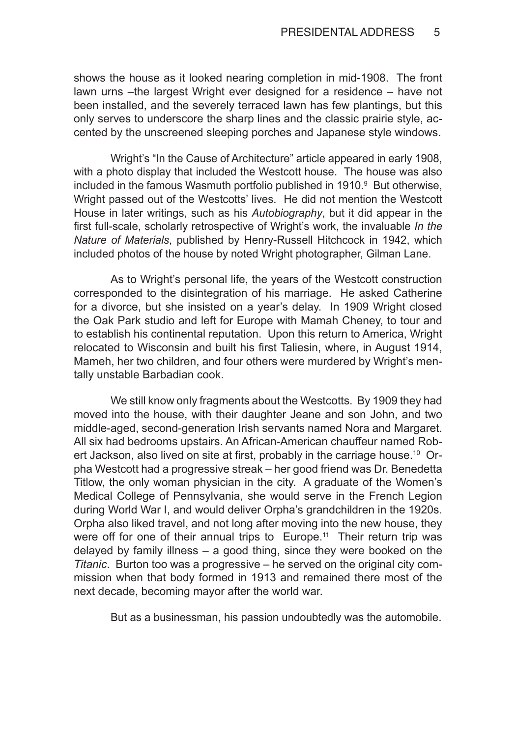shows the house as it looked nearing completion in mid-1908. The front lawn urns –the largest Wright ever designed for a residence – have not been installed, and the severely terraced lawn has few plantings, but this only serves to underscore the sharp lines and the classic prairie style, accented by the unscreened sleeping porches and Japanese style windows.

Wright's "In the Cause of Architecture" article appeared in early 1908, with a photo display that included the Westcott house. The house was also included in the famous Wasmuth portfolio published in 1910.[9] But otherwise, Wright passed out of the Westcotts' lives. He did not mention the Westcott House in later writings, such as his *Autobiography*, but it did appear in the first full-scale, scholarly retrospective of Wright's work, the invaluable *In the Nature of Materials*, published by Henry-Russell Hitchcock in 1942, which included photos of the house by noted Wright photographer, Gilman Lane.

As to Wright's personal life, the years of the Westcott construction corresponded to the disintegration of his marriage. He asked Catherine for a divorce, but she insisted on a year's delay. In 1909 Wright closed the Oak Park studio and left for Europe with Mamah Cheney, to tour and to establish his continental reputation. Upon this return to America, Wright relocated to Wisconsin and built his first Taliesin, where, in August 1914, Mameh, her two children, and four others were murdered by Wright's mentally unstable Barbadian cook.

We still know only fragments about the Westcotts. By 1909 they had moved into the house, with their daughter Jeane and son John, and two middle-aged, second-generation Irish servants named Nora and Margaret. All six had bedrooms upstairs. An African-American chauffeur named Robert Jackson, also lived on site at first, probably in the carriage house.[10] Orpha Westcott had a progressive streak – her good friend was Dr. Benedetta Titlow, the only woman physician in the city. A graduate of the Women's Medical College of Pennsylvania, she would serve in the French Legion during World War I, and would deliver Orpha's grandchildren in the 1920s. Orpha also liked travel, and not long after moving into the new house, they were off for one of their annual trips to Europe.[11] Their return trip was delayed by family illness – a good thing, since they were booked on the *Titanic*. Burton too was a progressive – he served on the original city commission when that body formed in 1913 and remained there most of the next decade, becoming mayor after the world war.

But as a businessman, his passion undoubtedly was the automobile.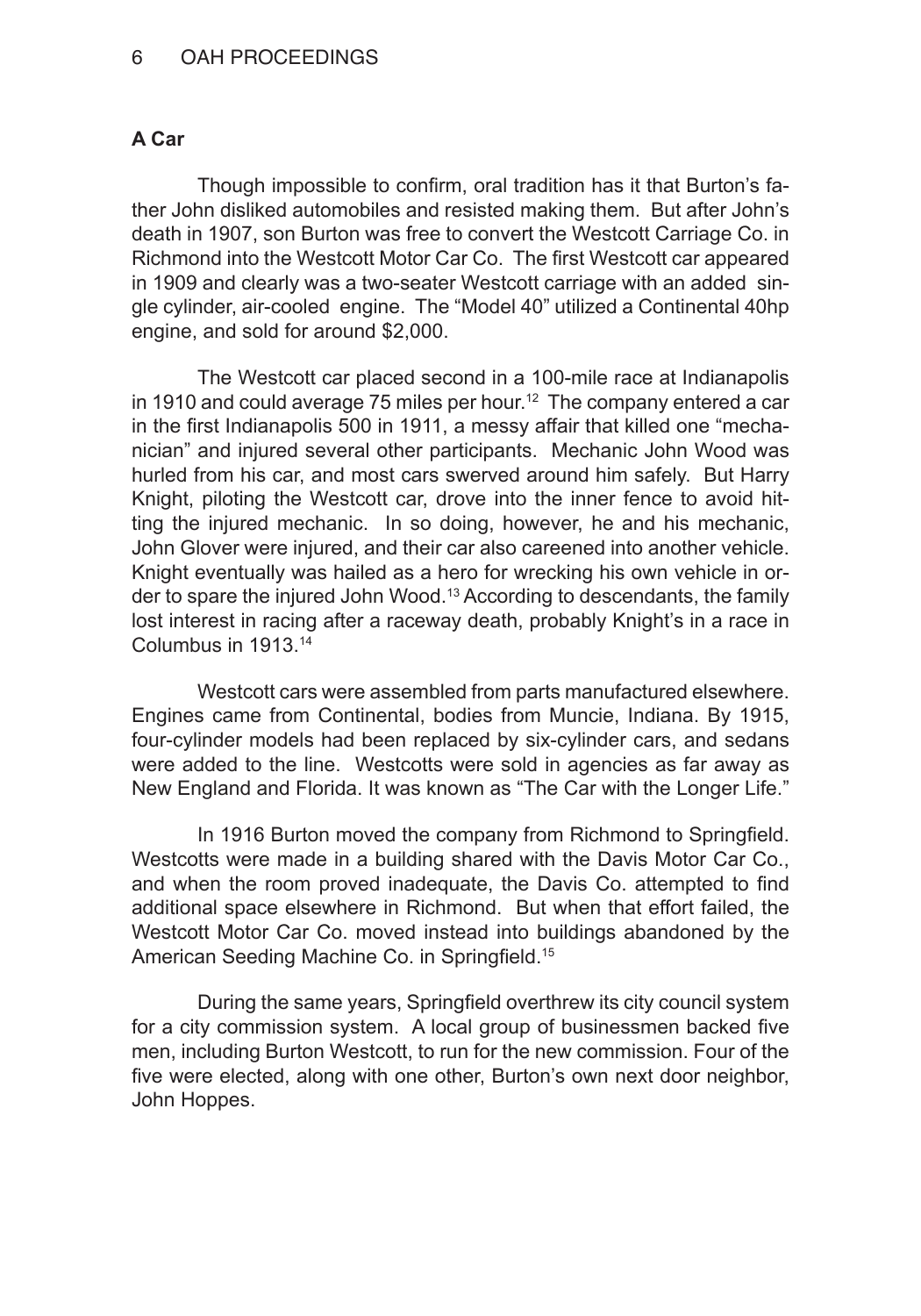## A Car

Though impossible to confirm, oral tradition has it that Burton's father John disliked automobiles and resisted making them. But after John's death in 1907, son Burton was free to convert the Westcott Carriage Co. in Richmond into the Westcott Motor Car Co. The first Westcott car appeared in 1909 and clearly was a two-seater Westcott carriage with an added single cylinder, air-cooled engine. The "Model 40" utilized a Continental 40hp engine, and sold for around $2,000.

The Westcott car placed second in a 100-mile race at Indianapolis in 1910 and could average 75 miles per hour.[12] The company entered a car in the first Indianapolis 500 in 1911, a messy affair that killed one "mechanician" and injured several other participants. Mechanic John Wood was hurled from his car, and most cars swerved around him safely. But Harry Knight, piloting the Westcott car, drove into the inner fence to avoid hitting the injured mechanic. In so doing, however, he and his mechanic, John Glover were injured, and their car also careened into another vehicle. Knight eventually was hailed as a hero for wrecking his own vehicle in order to spare the injured John Wood.[13] According to descendants, the family lost interest in racing after a raceway death, probably Knight's in a race in Columbus in 1913.[14]

Westcott cars were assembled from parts manufactured elsewhere. Engines came from Continental, bodies from Muncie, Indiana. By 1915, four-cylinder models had been replaced by six-cylinder cars, and sedans were added to the line. Westcotts were sold in agencies as far away as New England and Florida. It was known as "The Car with the Longer Life."

In 1916 Burton moved the company from Richmond to Springfield. Westcotts were made in a building shared with the Davis Motor Car Co., and when the room proved inadequate, the Davis Co. attempted to find additional space elsewhere in Richmond. But when that effort failed, the Westcott Motor Car Co. moved instead into buildings abandoned by the American Seeding Machine Co. in Springfield.[15]

During the same years, Springfield overthrew its city council system for a city commission system. A local group of businessmen backed five men, including Burton Westcott, to run for the new commission. Four of the five were elected, along with one other, Burton's own next door neighbor, John Hoppes.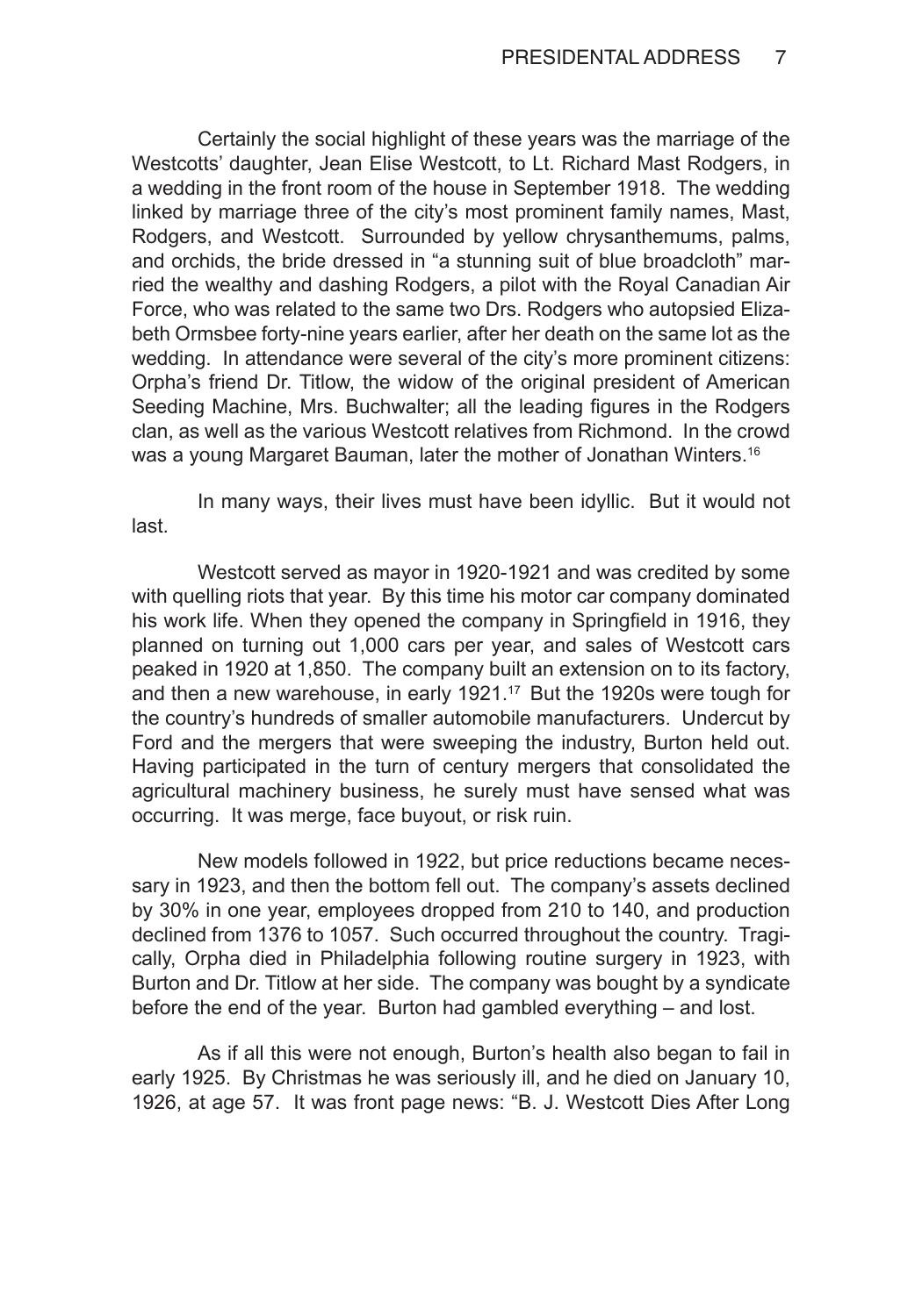Certainly the social highlight of these years was the marriage of the Westcotts' daughter, Jean Elise Westcott, to Lt. Richard Mast Rodgers, in a wedding in the front room of the house in September 1918. The wedding linked by marriage three of the city's most prominent family names, Mast, Rodgers, and Westcott. Surrounded by yellow chrysanthemums, palms, and orchids, the bride dressed in "a stunning suit of blue broadcloth" married the wealthy and dashing Rodgers, a pilot with the Royal Canadian Air Force, who was related to the same two Drs. Rodgers who autopsied Elizabeth Ormsbee forty-nine years earlier, after her death on the same lot as the wedding. In attendance were several of the city's more prominent citizens: Orpha's friend Dr. Titlow, the widow of the original president of American Seeding Machine, Mrs. Buchwalter; all the leading figures in the Rodgers clan, as well as the various Westcott relatives from Richmond. In the crowd was a young Margaret Bauman, later the mother of Jonathan Winters.[16]

In many ways, their lives must have been idyllic. But it would not last.

Westcott served as mayor in 1920-1921 and was credited by some with quelling riots that year. By this time his motor car company dominated his work life. When they opened the company in Springfield in 1916, they planned on turning out 1,000 cars per year, and sales of Westcott cars peaked in 1920 at 1,850. The company built an extension on to its factory, and then a new warehouse, in early 1921.[17] But the 1920s were tough for the country's hundreds of smaller automobile manufacturers. Undercut by Ford and the mergers that were sweeping the industry, Burton held out. Having participated in the turn of century mergers that consolidated the agricultural machinery business, he surely must have sensed what was occurring. It was merge, face buyout, or risk ruin.

New models followed in 1922, but price reductions became necessary in 1923, and then the bottom fell out. The company's assets declined by 30% in one year, employees dropped from 210 to 140, and production declined from 1376 to 1057. Such occurred throughout the country. Tragically, Orpha died in Philadelphia following routine surgery in 1923, with Burton and Dr. Titlow at her side. The company was bought by a syndicate before the end of the year. Burton had gambled everything – and lost.

As if all this were not enough, Burton's health also began to fail in early 1925. By Christmas he was seriously ill, and he died on January 10, 1926, at age 57. It was front page news: "B. J. Westcott Dies After Long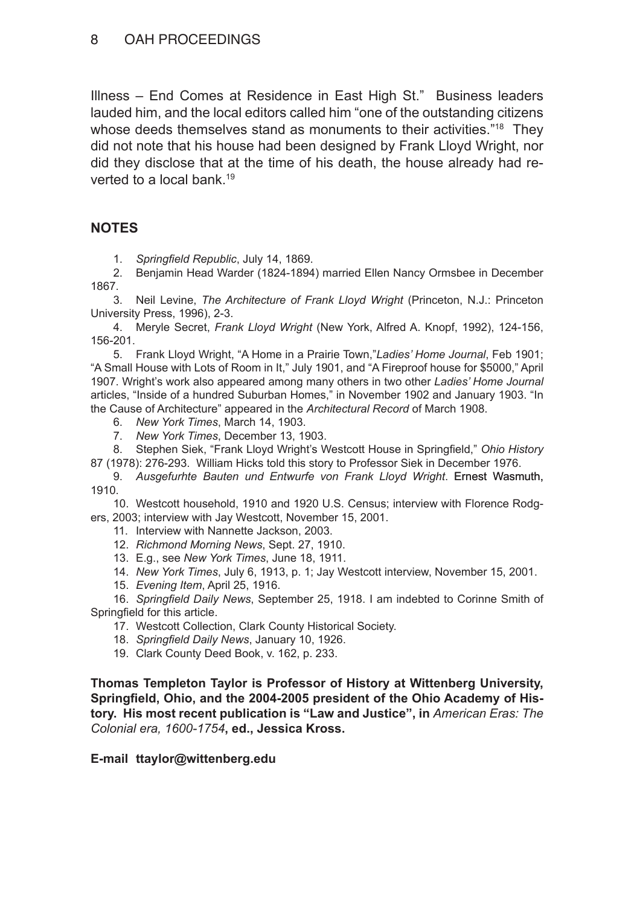Illness – End Comes at Residence in East High St." Business leaders lauded him, and the local editors called him "one of the outstanding citizens whose deeds themselves stand as monuments to their activities."[18] They did not note that his house had been designed by Frank Lloyd Wright, nor did they disclose that at the time of his death, the house already had reverted to a local bank.[19]

## NOTES

1. *Springfield Republic*, July 14, 1869.
2. Benjamin Head Warder (1824-1894) married Ellen Nancy Ormsbee in December 1867.
3. Neil Levine, *The Architecture of Frank Lloyd Wright* (Princeton, N.J.: Princeton University Press, 1996), 2-3.
4. Meryle Secret, *Frank Lloyd Wright* (New York, Alfred A. Knopf, 1992), 124-156, 156-201.
5. Frank Lloyd Wright, "A Home in a Prairie Town,"*Ladies' Home Journal*, Feb 1901; "A Small House with Lots of Room in It," July 1901, and "A Fireproof house for $5000," April 1907. Wright's work also appeared among many others in two other *Ladies' Home Journal* articles, "Inside of a hundred Suburban Homes," in November 1902 and January 1903. "In the Cause of Architecture" appeared in the *Architectural Record* of March 1908.
6. *New York Times*, March 14, 1903.
7. *New York Times*, December 13, 1903.
8. Stephen Siek, "Frank Lloyd Wright's Westcott House in Springfield," *Ohio History* 87 (1978): 276-293. William Hicks told this story to Professor Siek in December 1976.
9. *Ausgefuhrte Bauten und Entwurfe von Frank Lloyd Wright*. Ernest Wasmuth, 1910.
10. Westcott household, 1910 and 1920 U.S. Census; interview with Florence Rodgers, 2003; interview with Jay Westcott, November 15, 2001.
11. Interview with Nannette Jackson, 2003.
12. *Richmond Morning News*, Sept. 27, 1910.
13. E.g., see *New York Times*, June 18, 1911.
14. *New York Times*, July 6, 1913, p. 1; Jay Westcott interview, November 15, 2001.
15. *Evening Item*, April 25, 1916.
16. *Springfield Daily News*, September 25, 1918. I am indebted to Corinne Smith of Springfield for this article.
17. Westcott Collection, Clark County Historical Society.
18. *Springfield Daily News*, January 10, 1926.
19. Clark County Deed Book, v. 162, p. 233.

**Thomas Templeton Taylor is Professor of History at Wittenberg University, Springfield, Ohio, and the 2004-2005 president of the Ohio Academy of History. His most recent publication is "Law and Justice", in** *American Eras: The Colonial era, 1600-1754***, ed., Jessica Kross.**

**E-mail ttaylor@wittenberg.edu**